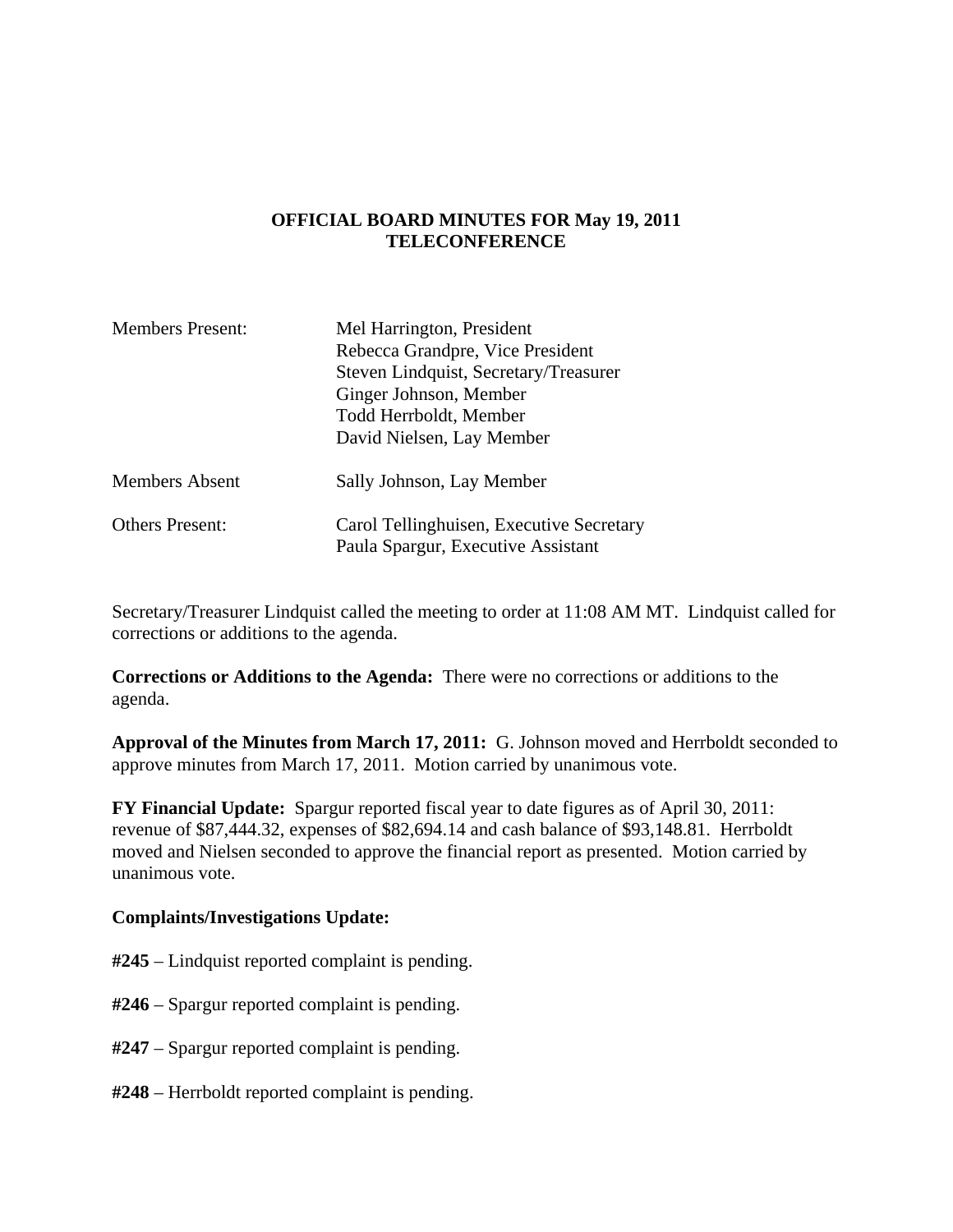# OFFICIAL BOARD MINUTES FOR May 19, 2011
# TELECONFERENCE

| | |
|---|---|
| Members Present: | Mel Harrington, President<br>Rebecca Grandpre, Vice President<br>Steven Lindquist, Secretary/Treasurer<br>Ginger Johnson, Member<br>Todd Herrboldt, Member<br>David Nielsen, Lay Member |
| Members Absent | Sally Johnson, Lay Member |
| Others Present: | Carol Tellinghuisen, Executive Secretary<br>Paula Spargur, Executive Assistant |

Secretary/Treasurer Lindquist called the meeting to order at 11:08 AM MT. Lindquist called for corrections or additions to the agenda.

**Corrections or Additions to the Agenda:** There were no corrections or additions to the agenda.

**Approval of the Minutes from March 17, 2011:** G. Johnson moved and Herrboldt seconded to approve minutes from March 17, 2011. Motion carried by unanimous vote.

**FY Financial Update:** Spargur reported fiscal year to date figures as of April 30, 2011: revenue of $87,444.32, expenses of $82,694.14 and cash balance of $93,148.81. Herrboldt moved and Nielsen seconded to approve the financial report as presented. Motion carried by unanimous vote.

**Complaints/Investigations Update:**

**#245** – Lindquist reported complaint is pending.

**#246** – Spargur reported complaint is pending.

**#247** – Spargur reported complaint is pending.

**#248** – Herrboldt reported complaint is pending.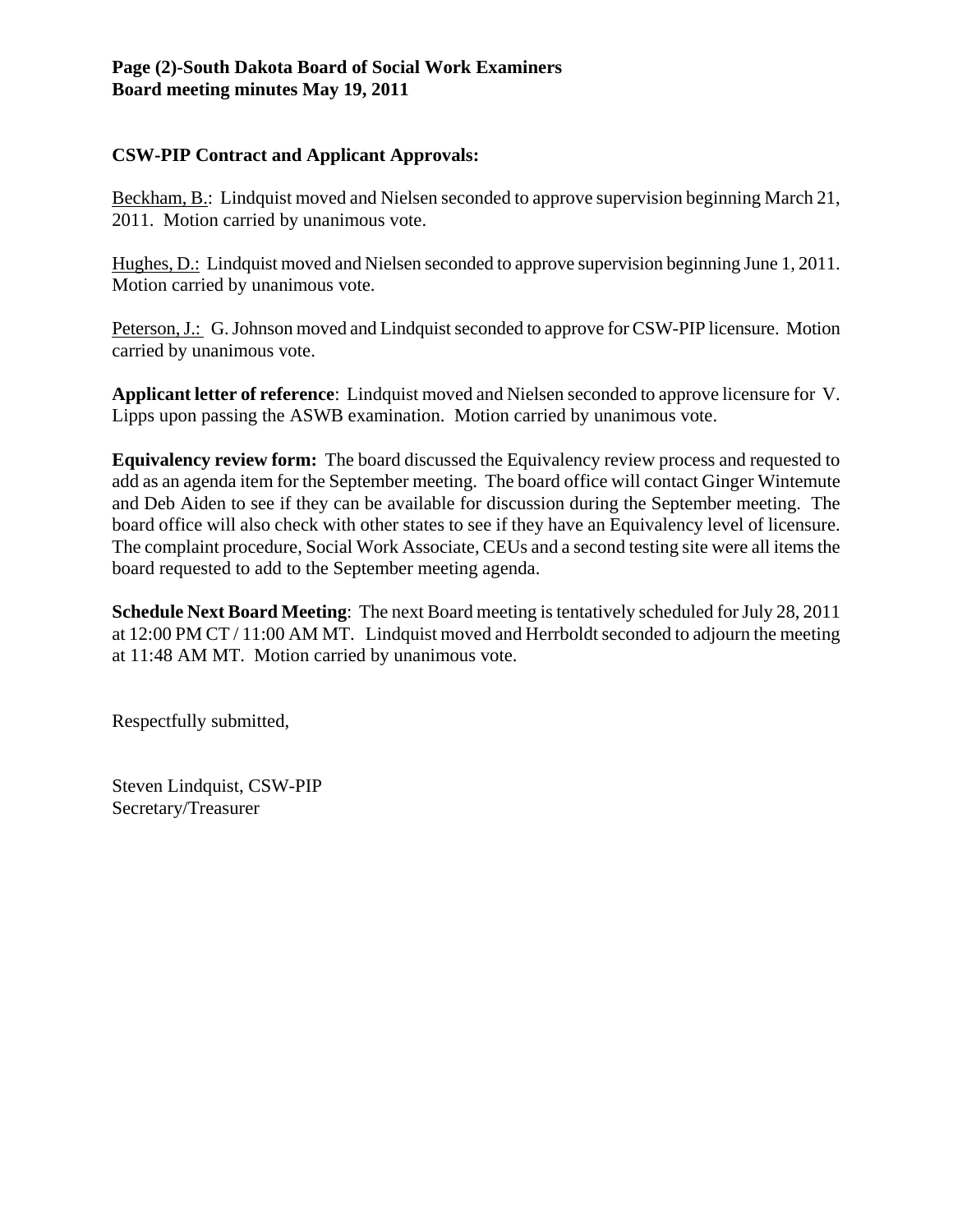## CSW-PIP Contract and Applicant Approvals:

Beckham, B.: Lindquist moved and Nielsen seconded to approve supervision beginning March 21, 2011. Motion carried by unanimous vote.

Hughes, D.: Lindquist moved and Nielsen seconded to approve supervision beginning June 1, 2011. Motion carried by unanimous vote.

Peterson, J.: G. Johnson moved and Lindquist seconded to approve for CSW-PIP licensure. Motion carried by unanimous vote.

**Applicant letter of reference**: Lindquist moved and Nielsen seconded to approve licensure for V. Lipps upon passing the ASWB examination. Motion carried by unanimous vote.

**Equivalency review form:** The board discussed the Equivalency review process and requested to add as an agenda item for the September meeting. The board office will contact Ginger Wintemute and Deb Aiden to see if they can be available for discussion during the September meeting. The board office will also check with other states to see if they have an Equivalency level of licensure. The complaint procedure, Social Work Associate, CEUs and a second testing site were all items the board requested to add to the September meeting agenda.

**Schedule Next Board Meeting**: The next Board meeting is tentatively scheduled for July 28, 2011 at 12:00 PM CT / 11:00 AM MT. Lindquist moved and Herrboldt seconded to adjourn the meeting at 11:48 AM MT. Motion carried by unanimous vote.

Respectfully submitted,

Steven Lindquist, CSW-PIP
Secretary/Treasurer